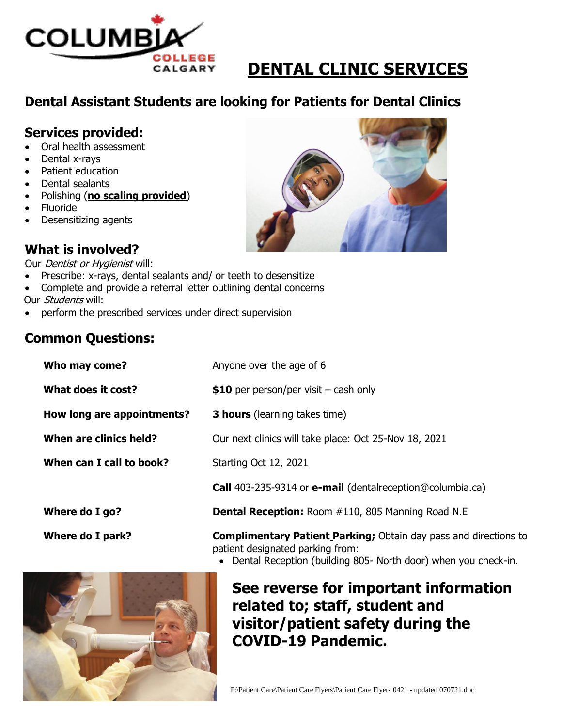# DENTAL CLINIC SERVICES

## Dental Assistant Students are looking for Patients for Dental Clinics

### Services provided:

- Oral health assessment
- Dental x-rays
- Patient education
- Dental sealants
- Polishing (**no scaling provided**)
- Fluoride
- Desensitizing agents

### What is involved?

Our *Dentist or Hygienist* will:

- Prescribe: x-rays, dental sealants and/ or teeth to desensitize
- Complete and provide a referral letter outlining dental concerns

Our *Students* will:

- perform the prescribed services under direct supervision

### Common Questions:

| | |
|---|---|
| **Who may come?** | Anyone over the age of 6 |
| **What does it cost?** | **$10** per person/per visit – cash only |
| **How long are appointments?** | **3 hours** (learning takes time) |
| **When are clinics held?** | Our next clinics will take place: Oct 25-Nov 18, 2021 |
| **When can I call to book?** | Starting Oct 12, 2021 |
| | **Call** 403-235-9314 or **e-mail** (dentalreception@columbia.ca) |
| **Where do I go?** | **Dental Reception:** Room #110, 805 Manning Road N.E |
| **Where do I park?** | **Complimentary Patient Parking;** Obtain day pass and directions to patient designated parking from: • Dental Reception (building 805- North door) when you check-in. |

## See reverse for important information related to; staff, student and visitor/patient safety during the COVID-19 Pandemic.

F:\Patient Care\Patient Care Flyers\Patient Care Flyer- 0421 - updated 070721.doc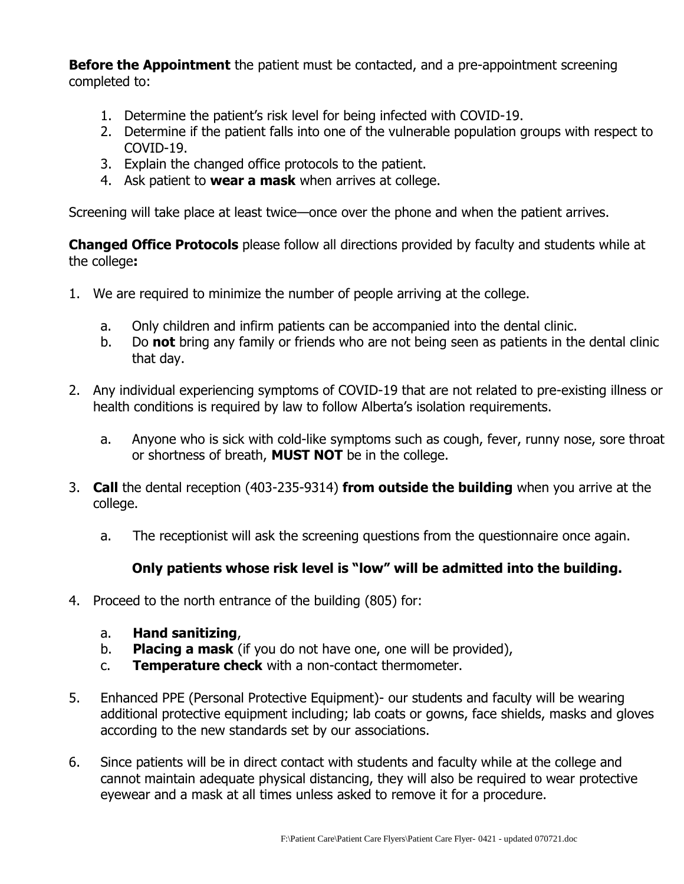**Before the Appointment** the patient must be contacted, and a pre-appointment screening completed to:

1. Determine the patient's risk level for being infected with COVID-19.
2. Determine if the patient falls into one of the vulnerable population groups with respect to COVID-19.
3. Explain the changed office protocols to the patient.
4. Ask patient to **wear a mask** when arrives at college.

Screening will take place at least twice—once over the phone and when the patient arrives.

**Changed Office Protocols** please follow all directions provided by faculty and students while at the college**:**

1. We are required to minimize the number of people arriving at the college.
   a. Only children and infirm patients can be accompanied into the dental clinic.
   b. Do **not** bring any family or friends who are not being seen as patients in the dental clinic that day.

2. Any individual experiencing symptoms of COVID-19 that are not related to pre-existing illness or health conditions is required by law to follow Alberta's isolation requirements.
   a. Anyone who is sick with cold-like symptoms such as cough, fever, runny nose, sore throat or shortness of breath, **MUST NOT** be in the college.

3. **Call** the dental reception (403-235-9314) **from outside the building** when you arrive at the college.
   a. The receptionist will ask the screening questions from the questionnaire once again.

   **Only patients whose risk level is "low" will be admitted into the building.**

4. Proceed to the north entrance of the building (805) for:
   a. **Hand sanitizing**,
   b. **Placing a mask** (if you do not have one, one will be provided),
   c. **Temperature check** with a non-contact thermometer.

5. Enhanced PPE (Personal Protective Equipment)- our students and faculty will be wearing additional protective equipment including; lab coats or gowns, face shields, masks and gloves according to the new standards set by our associations.

6. Since patients will be in direct contact with students and faculty while at the college and cannot maintain adequate physical distancing, they will also be required to wear protective eyewear and a mask at all times unless asked to remove it for a procedure.